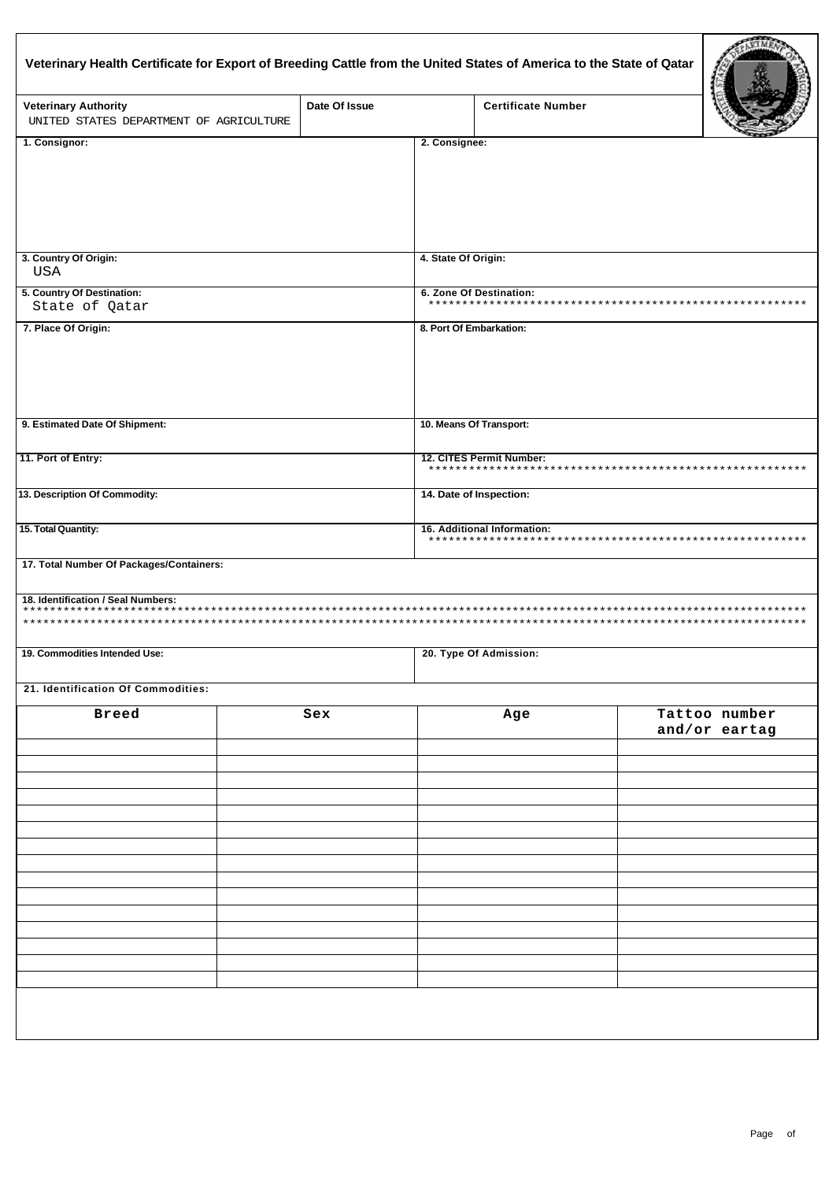# Veterinary Health Certificate for Export of Breeding Cattle from the United States of America to the State of Qatar

| Veterinary Authority | Date Of Issue | Certificate Number |
|---|---|---|
| UNITED STATES DEPARTMENT OF AGRICULTURE | | |

**1. Consignor:**

**2. Consignee:**

**3. Country Of Origin:** USA

**4. State Of Origin:**

**5. Country Of Destination:** State of Qatar

**6. Zone Of Destination:** ********************************************************

**7. Place Of Origin:**

**8. Port Of Embarkation:**

**9. Estimated Date Of Shipment:**

**10. Means Of Transport:**

**11. Port of Entry:**

**12. CITES Permit Number:** ********************************************************

**13. Description Of Commodity:**

**14. Date of Inspection:**

**15. Total Quantity:**

**16. Additional Information:** ********************************************************

**17. Total Number Of Packages/Containers:**

**18. Identification / Seal Numbers:**
******************************************************************************************************************
******************************************************************************************************************

**19. Commodities Intended Use:**

**20. Type Of Admission:**

**21. Identification Of Commodities:**

| Breed | Sex | Age | Tattoo number and/or eartag |
|---|---|---|---|
| | | | |
| | | | |
| | | | |
| | | | |
| | | | |
| | | | |
| | | | |
| | | | |
| | | | |
| | | | |
| | | | |
| | | | |
| | | | |
| | | | |
| | | | |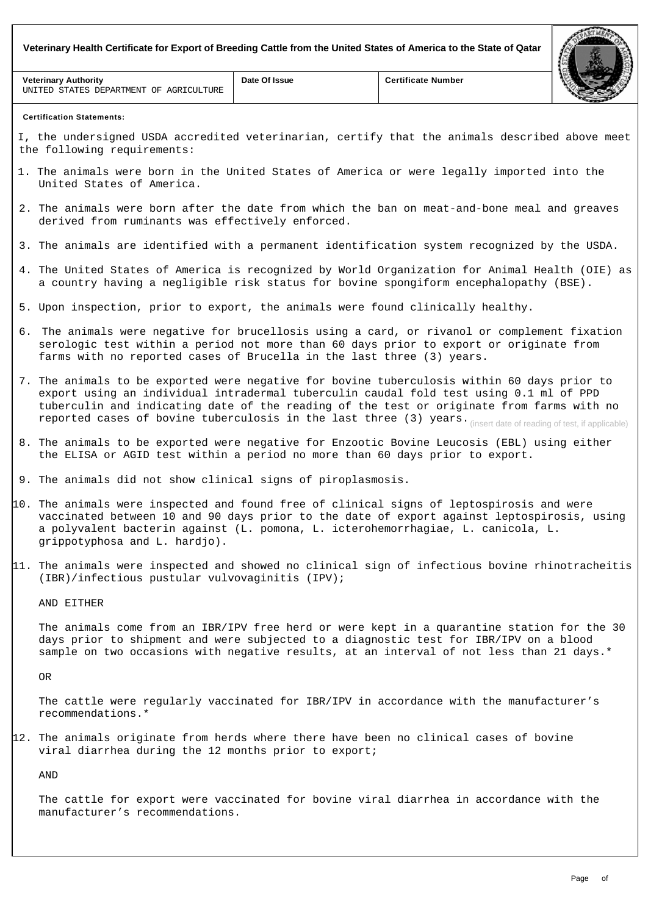**Veterinary Health Certificate for Export of Breeding Cattle from the United States of America to the State of Qatar**

| Veterinary Authority | Date Of Issue | Certificate Number |
|---|---|---|
| UNITED STATES DEPARTMENT OF AGRICULTURE | | |

**Certification Statements:**

I, the undersigned USDA accredited veterinarian, certify that the animals described above meet the following requirements:

1. The animals were born in the United States of America or were legally imported into the United States of America.

2. The animals were born after the date from which the ban on meat-and-bone meal and greaves derived from ruminants was effectively enforced.

3. The animals are identified with a permanent identification system recognized by the USDA.

4. The United States of America is recognized by World Organization for Animal Health (OIE) as a country having a negligible risk status for bovine spongiform encephalopathy (BSE).

5. Upon inspection, prior to export, the animals were found clinically healthy.

6. The animals were negative for brucellosis using a card, or rivanol or complement fixation serologic test within a period not more than 60 days prior to export or originate from farms with no reported cases of Brucella in the last three (3) years.

7. The animals to be exported were negative for bovine tuberculosis within 60 days prior to export using an individual intradermal tuberculin caudal fold test using 0.1 ml of PPD tuberculin and indicating date of the reading of the test or originate from farms with no reported cases of bovine tuberculosis in the last three (3) years. (insert date of reading of test, if applicable)

8. The animals to be exported were negative for Enzootic Bovine Leucosis (EBL) using either the ELISA or AGID test within a period no more than 60 days prior to export.

9. The animals did not show clinical signs of piroplasmosis.

10. The animals were inspected and found free of clinical signs of leptospirosis and were vaccinated between 10 and 90 days prior to the date of export against leptospirosis, using a polyvalent bacterin against (L. pomona, L. icterohemorrhagiae, L. canicola, L. grippotyphosa and L. hardjo).

11. The animals were inspected and showed no clinical sign of infectious bovine rhinotracheitis (IBR)/infectious pustular vulvovaginitis (IPV);

    AND EITHER

    The animals come from an IBR/IPV free herd or were kept in a quarantine station for the 30 days prior to shipment and were subjected to a diagnostic test for IBR/IPV on a blood sample on two occasions with negative results, at an interval of not less than 21 days.*

    OR

    The cattle were regularly vaccinated for IBR/IPV in accordance with the manufacturer's recommendations.*

12. The animals originate from herds where there have been no clinical cases of bovine viral diarrhea during the 12 months prior to export;

    AND

    The cattle for export were vaccinated for bovine viral diarrhea in accordance with the manufacturer's recommendations.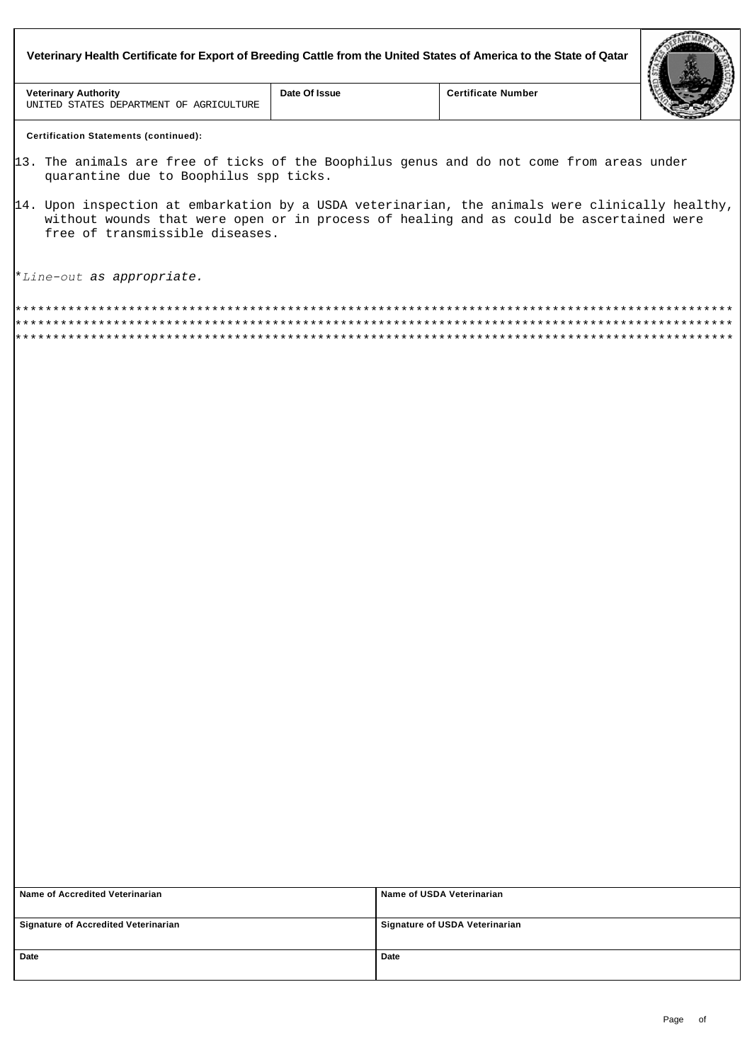**Veterinary Health Certificate for Export of Breeding Cattle from the United States of America to the State of Qatar**

| Veterinary Authority | Date Of Issue | Certificate Number |
| --- | --- | --- |
| UNITED STATES DEPARTMENT OF AGRICULTURE | | |

**Certification Statements (continued):**

13. The animals are free of ticks of the Boophilus genus and do not come from areas under quarantine due to Boophilus spp ticks.

14. Upon inspection at embarkation by a USDA veterinarian, the animals were clinically healthy, without wounds that were open or in process of healing and as could be ascertained were free of transmissible diseases.

*Line-out as appropriate.

******************************************************************************************************
******************************************************************************************************
******************************************************************************************************

| | |
| --- | --- |
| Name of Accredited Veterinarian | Name of USDA Veterinarian |
| Signature of Accredited Veterinarian | Signature of USDA Veterinarian |
| Date | Date |